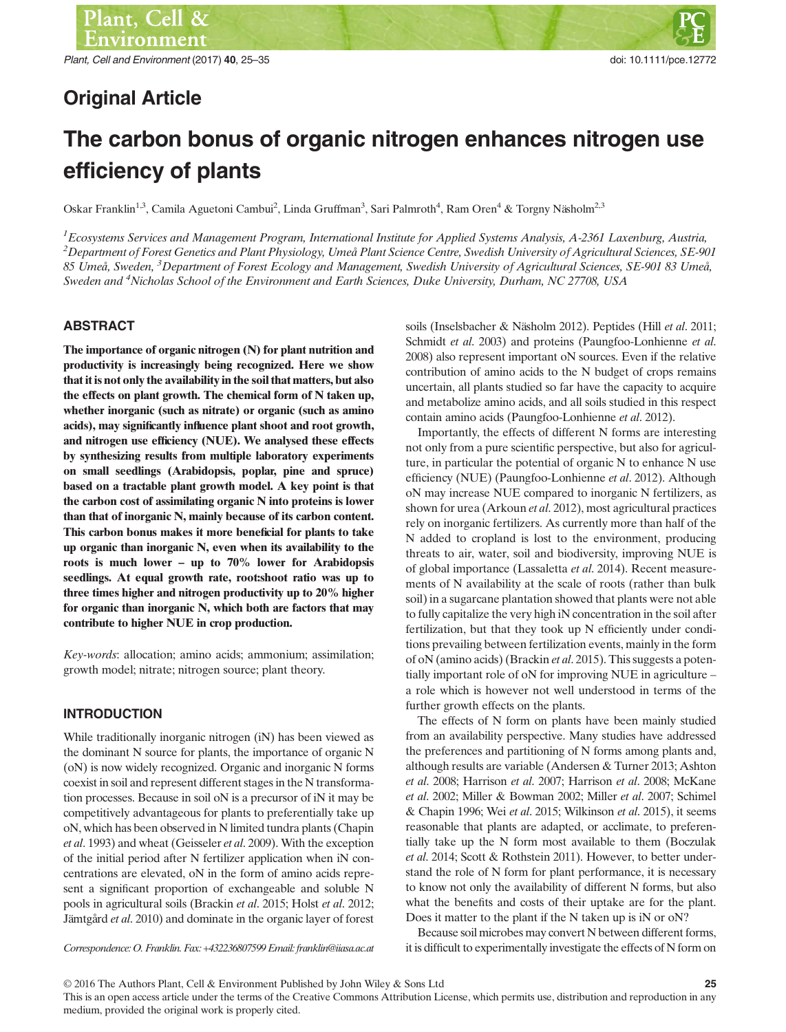## Original Article

# The carbon bonus of organic nitrogen enhances nitrogen use efficiency of plants

Oskar Franklin[1,3], Camila Aguetoni Cambui[2], Linda Gruffman[3], Sari Palmroth[4], Ram Oren[4] & Torgny Näsholm[2,3]

*[1]Ecosystems Services and Management Program, International Institute for Applied Systems Analysis, A-2361 Laxenburg, Austria, [2]Department of Forest Genetics and Plant Physiology, Umeå Plant Science Centre, Swedish University of Agricultural Sciences, SE-901 85 Umeå, Sweden, [3]Department of Forest Ecology and Management, Swedish University of Agricultural Sciences, SE-901 83 Umeå, Sweden and [4]Nicholas School of the Environment and Earth Sciences, Duke University, Durham, NC 27708, USA*

## ABSTRACT

**The importance of organic nitrogen (N) for plant nutrition and productivity is increasingly being recognized. Here we show that it is not only the availability in the soil that matters, but also the effects on plant growth. The chemical form of N taken up, whether inorganic (such as nitrate) or organic (such as amino acids), may significantly influence plant shoot and root growth, and nitrogen use efficiency (NUE). We analysed these effects by synthesizing results from multiple laboratory experiments on small seedlings (Arabidopsis, poplar, pine and spruce) based on a tractable plant growth model. A key point is that the carbon cost of assimilating organic N into proteins is lower than that of inorganic N, mainly because of its carbon content. This carbon bonus makes it more beneficial for plants to take up organic than inorganic N, even when its availability to the roots is much lower – up to 70% lower for Arabidopsis seedlings. At equal growth rate, root:shoot ratio was up to three times higher and nitrogen productivity up to 20% higher for organic than inorganic N, which both are factors that may contribute to higher NUE in crop production.**

*Key-words*: allocation; amino acids; ammonium; assimilation; growth model; nitrate; nitrogen source; plant theory.

## INTRODUCTION

While traditionally inorganic nitrogen (iN) has been viewed as the dominant N source for plants, the importance of organic N (oN) is now widely recognized. Organic and inorganic N forms coexist in soil and represent different stages in the N transformation processes. Because in soil oN is a precursor of iN it may be competitively advantageous for plants to preferentially take up oN, which has been observed in N limited tundra plants (Chapin *et al*. 1993) and wheat (Geisseler *et al*. 2009). With the exception of the initial period after N fertilizer application when iN concentrations are elevated, oN in the form of amino acids represent a significant proportion of exchangeable and soluble N pools in agricultural soils (Brackin *et al*. 2015; Holst *et al*. 2012; Jämtgård *et al*. 2010) and dominate in the organic layer of forest soils (Inselsbacher & Näsholm 2012). Peptides (Hill *et al*. 2011; Schmidt *et al*. 2003) and proteins (Paungfoo-Lonhienne *et al*. 2008) also represent important oN sources. Even if the relative contribution of amino acids to the N budget of crops remains uncertain, all plants studied so far have the capacity to acquire and metabolize amino acids, and all soils studied in this respect contain amino acids (Paungfoo-Lonhienne *et al*. 2012).

Importantly, the effects of different N forms are interesting not only from a pure scientific perspective, but also for agriculture, in particular the potential of organic N to enhance N use efficiency (NUE) (Paungfoo-Lonhienne *et al*. 2012). Although oN may increase NUE compared to inorganic N fertilizers, as shown for urea (Arkoun *et al*. 2012), most agricultural practices rely on inorganic fertilizers. As currently more than half of the N added to cropland is lost to the environment, producing threats to air, water, soil and biodiversity, improving NUE is of global importance (Lassaletta *et al*. 2014). Recent measurements of N availability at the scale of roots (rather than bulk soil) in a sugarcane plantation showed that plants were not able to fully capitalize the very high iN concentration in the soil after fertilization, but that they took up N efficiently under conditions prevailing between fertilization events, mainly in the form of oN (amino acids) (Brackin *et al*. 2015). This suggests a potentially important role of oN for improving NUE in agriculture – a role which is however not well understood in terms of the further growth effects on the plants.

The effects of N form on plants have been mainly studied from an availability perspective. Many studies have addressed the preferences and partitioning of N forms among plants and, although results are variable (Andersen & Turner 2013; Ashton *et al*. 2008; Harrison *et al*. 2007; Harrison *et al*. 2008; McKane *et al*. 2002; Miller & Bowman 2002; Miller *et al*. 2007; Schimel & Chapin 1996; Wei *et al*. 2015; Wilkinson *et al*. 2015), it seems reasonable that plants are adapted, or acclimate, to preferentially take up the N form most available to them (Boczulak *et al*. 2014; Scott & Rothstein 2011). However, to better understand the role of N form for plant performance, it is necessary to know not only the availability of different N forms, but also what the benefits and costs of their uptake are for the plant. Does it matter to the plant if the N taken up is iN or oN?

Because soil microbes may convert N between different forms, it is difficult to experimentally investigate the effects of N form on

*Correspondence: O. Franklin. Fax: +432236807599 Email: franklin@iiasa.ac.at*

© 2016 The Authors Plant, Cell & Environment Published by John Wiley & Sons Ltd

This is an open access article under the terms of the Creative Commons Attribution License, which permits use, distribution and reproduction in any medium, provided the original work is properly cited.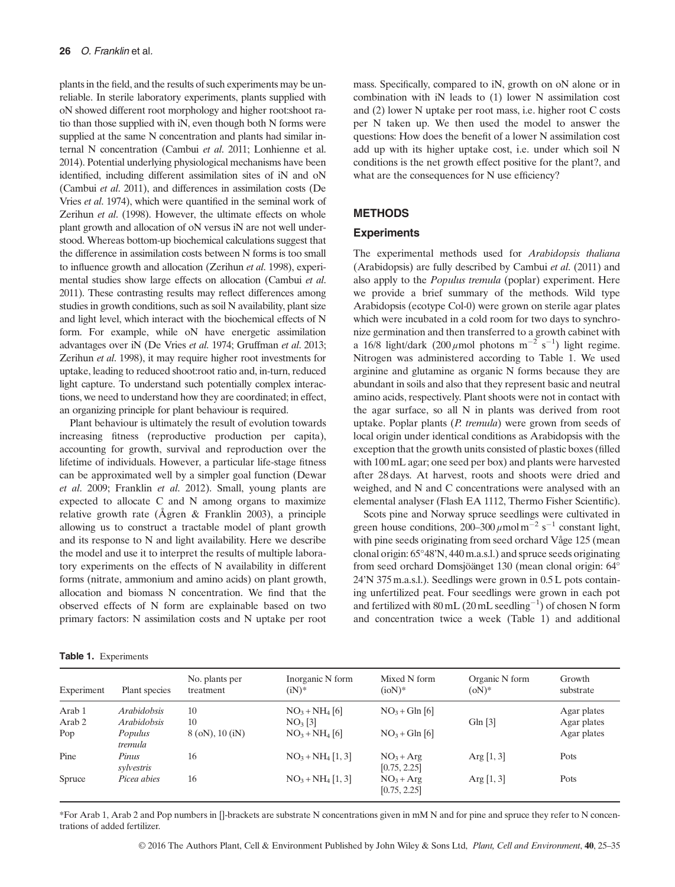plants in the field, and the results of such experiments may be unreliable. In sterile laboratory experiments, plants supplied with oN showed different root morphology and higher root:shoot ratio than those supplied with iN, even though both N forms were supplied at the same N concentration and plants had similar internal N concentration (Cambui *et al.* 2011; Lonhienne et al. 2014). Potential underlying physiological mechanisms have been identified, including different assimilation sites of iN and oN (Cambui *et al.* 2011), and differences in assimilation costs (De Vries *et al.* 1974), which were quantified in the seminal work of Zerihun *et al.* (1998). However, the ultimate effects on whole plant growth and allocation of oN versus iN are not well understood. Whereas bottom-up biochemical calculations suggest that the difference in assimilation costs between N forms is too small to influence growth and allocation (Zerihun *et al.* 1998), experimental studies show large effects on allocation (Cambui *et al.* 2011). These contrasting results may reflect differences among studies in growth conditions, such as soil N availability, plant size and light level, which interact with the biochemical effects of N form. For example, while oN have energetic assimilation advantages over iN (De Vries *et al.* 1974; Gruffman *et al.* 2013; Zerihun *et al.* 1998), it may require higher root investments for uptake, leading to reduced shoot:root ratio and, in-turn, reduced light capture. To understand such potentially complex interactions, we need to understand how they are coordinated; in effect, an organizing principle for plant behaviour is required.

Plant behaviour is ultimately the result of evolution towards increasing fitness (reproductive production per capita), accounting for growth, survival and reproduction over the lifetime of individuals. However, a particular life-stage fitness can be approximated well by a simpler goal function (Dewar *et al.* 2009; Franklin *et al.* 2012). Small, young plants are expected to allocate C and N among organs to maximize relative growth rate (Ågren & Franklin 2003), a principle allowing us to construct a tractable model of plant growth and its response to N and light availability. Here we describe the model and use it to interpret the results of multiple laboratory experiments on the effects of N availability in different forms (nitrate, ammonium and amino acids) on plant growth, allocation and biomass N concentration. We find that the observed effects of N form are explainable based on two primary factors: N assimilation costs and N uptake per root mass. Specifically, compared to iN, growth on oN alone or in combination with iN leads to (1) lower N assimilation cost and (2) lower N uptake per root mass, i.e. higher root C costs per N taken up. We then used the model to answer the questions: How does the benefit of a lower N assimilation cost add up with its higher uptake cost, i.e. under which soil N conditions is the net growth effect positive for the plant?, and what are the consequences for N use efficiency?

## METHODS

### Experiments

The experimental methods used for *Arabidopsis thaliana* (Arabidopsis) are fully described by Cambui *et al.* (2011) and also apply to the *Populus tremula* (poplar) experiment. Here we provide a brief summary of the methods. Wild type Arabidopsis (ecotype Col-0) were grown on sterile agar plates which were incubated in a cold room for two days to synchronize germination and then transferred to a growth cabinet with a 16/8 light/dark (200 $\mu$mol photons m$^{-2}$ s$^{-1}$) light regime. Nitrogen was administered according to Table 1. We used arginine and glutamine as organic N forms because they are abundant in soils and also that they represent basic and neutral amino acids, respectively. Plant shoots were not in contact with the agar surface, so all N in plants was derived from root uptake. Poplar plants (*P. tremula*) were grown from seeds of local origin under identical conditions as Arabidopsis with the exception that the growth units consisted of plastic boxes (filled with 100 mL agar; one seed per box) and plants were harvested after 28 days. At harvest, roots and shoots were dried and weighed, and N and C concentrations were analysed with an elemental analyser (Flash EA 1112, Thermo Fisher Scientific).

Scots pine and Norway spruce seedlings were cultivated in green house conditions, 200–300 $\mu$mol m$^{-2}$ s$^{-1}$ constant light, with pine seeds originating from seed orchard Våge 125 (mean clonal origin: 65°48'N, 440 m.a.s.l.) and spruce seeds originating from seed orchard Domsjöänget 130 (mean clonal origin: 64° 24'N 375 m.a.s.l.). Seedlings were grown in 0.5 L pots containing unfertilized peat. Four seedlings were grown in each pot and fertilized with 80 mL (20 mL seedling$^{-1}$) of chosen N form and concentration twice a week (Table 1) and additional

**Table 1.** Experiments

| Experiment | Plant species | No. plants per treatment | Inorganic N form (iN)* | Mixed N form (ioN)* | Organic N form (oN)* | Growth substrate |
|---|---|---|---|---|---|---|
| Arab 1 | *Arabidobsis* | 10 | $NO_3 + NH_4$ [6] | $NO_3$ + Gln [6] | | Agar plates |
| Arab 2 | *Arabidobsis* | 10 | $NO_3$ [3] | | Gln [3] | Agar plates |
| Pop | *Populus tremula* | 8 (oN), 10 (iN) | $NO_3 + NH_4$ [6] | $NO_3$ + Gln [6] | | Agar plates |
| Pine | *Pinus sylvestris* | 16 | $NO_3 + NH_4$ [1, 3] | $NO_3$ + Arg [0.75, 2.25] | Arg [1, 3] | Pots |
| Spruce | *Picea abies* | 16 | $NO_3 + NH_4$ [1, 3] | $NO_3$ + Arg [0.75, 2.25] | Arg [1, 3] | Pots |

*For Arab 1, Arab 2 and Pop numbers in []-brackets are substrate N concentrations given in mM N and for pine and spruce they refer to N concentrations of added fertilizer.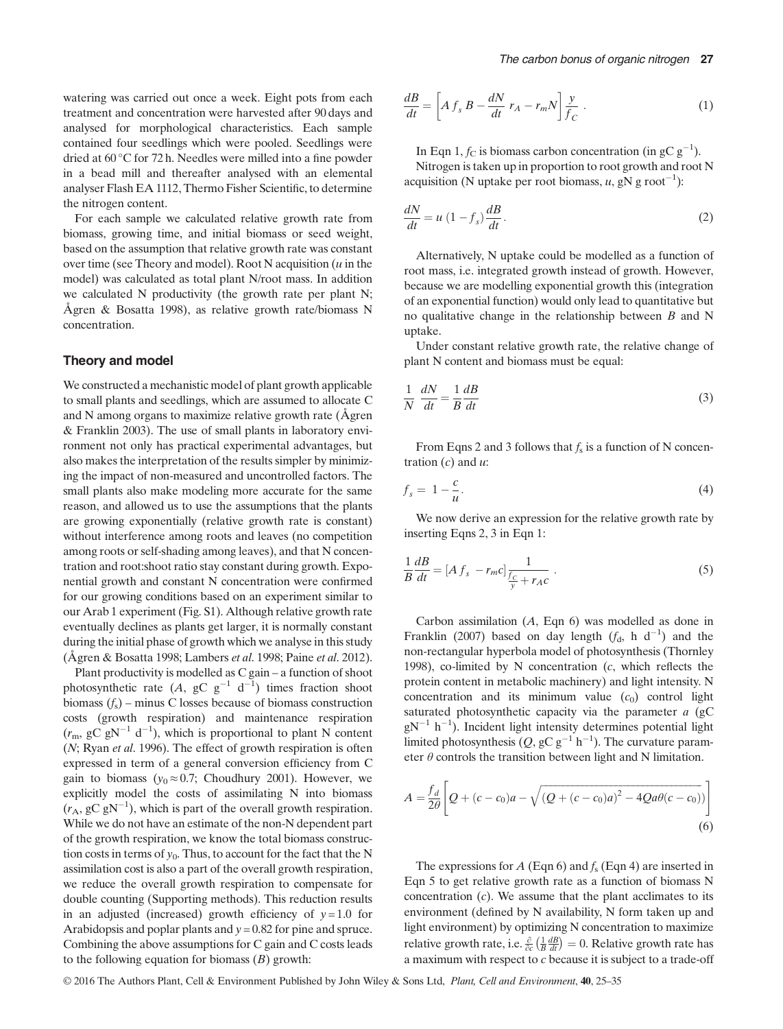watering was carried out once a week. Eight pots from each treatment and concentration were harvested after 90 days and analysed for morphological characteristics. Each sample contained four seedlings which were pooled. Seedlings were dried at 60 °C for 72 h. Needles were milled into a fine powder in a bead mill and thereafter analysed with an elemental analyser Flash EA 1112, Thermo Fisher Scientific, to determine the nitrogen content.

For each sample we calculated relative growth rate from biomass, growing time, and initial biomass or seed weight, based on the assumption that relative growth rate was constant over time (see Theory and model). Root N acquisition ($u$ in the model) was calculated as total plant N/root mass. In addition we calculated N productivity (the growth rate per plant N; Ågren & Bosatta 1998), as relative growth rate/biomass N concentration.

### Theory and model

We constructed a mechanistic model of plant growth applicable to small plants and seedlings, which are assumed to allocate C and N among organs to maximize relative growth rate (Ågren & Franklin 2003). The use of small plants in laboratory environment not only has practical experimental advantages, but also makes the interpretation of the results simpler by minimizing the impact of non-measured and uncontrolled factors. The small plants also make modeling more accurate for the same reason, and allowed us to use the assumptions that the plants are growing exponentially (relative growth rate is constant) without interference among roots and leaves (no competition among roots or self-shading among leaves), and that N concentration and root:shoot ratio stay constant during growth. Exponential growth and constant N concentration were confirmed for our growing conditions based on an experiment similar to our Arab 1 experiment (Fig. S1). Although relative growth rate eventually declines as plants get larger, it is normally constant during the initial phase of growth which we analyse in this study (Ågren & Bosatta 1998; Lambers *et al*. 1998; Paine *et al*. 2012).

Plant productivity is modelled as C gain – a function of shoot photosynthetic rate ($A$, gC g$^{-1}$ d$^{-1}$) times fraction shoot biomass ($f_s$) – minus C losses because of biomass construction costs (growth respiration) and maintenance respiration ($r_m$, gC gN$^{-1}$ d$^{-1}$), which is proportional to plant N content ($N$; Ryan *et al*. 1996). The effect of growth respiration is often expressed in term of a general conversion efficiency from C gain to biomass ($y_0 \approx 0.7$; Choudhury 2001). However, we explicitly model the costs of assimilating N into biomass ($r_A$, gC gN$^{-1}$), which is part of the overall growth respiration. While we do not have an estimate of the non-N dependent part of the growth respiration, we know the total biomass construction costs in terms of $y_0$. Thus, to account for the fact that the N assimilation cost is also a part of the overall growth respiration, we reduce the overall growth respiration to compensate for double counting (Supporting methods). This reduction results in an adjusted (increased) growth efficiency of $y = 1.0$ for Arabidopsis and poplar plants and $y = 0.82$ for pine and spruce. Combining the above assumptions for C gain and C costs leads to the following equation for biomass ($B$) growth:

$$\frac{dB}{dt} = \left[ A\, f_s\, B - \frac{dN}{dt}\, r_A - r_m N \right] \frac{y}{f_C}\ . \tag{1}$$

In Eqn 1, $f_C$ is biomass carbon concentration (in gC g$^{-1}$).

Nitrogen is taken up in proportion to root growth and root N acquisition (N uptake per root biomass, $u$, gN g root$^{-1}$):

$$\frac{dN}{dt} = u\,(1 - f_s)\frac{dB}{dt}. \tag{2}$$

Alternatively, N uptake could be modelled as a function of root mass, i.e. integrated growth instead of growth. However, because we are modelling exponential growth this (integration of an exponential function) would only lead to quantitative but no qualitative change in the relationship between $B$ and N uptake.

Under constant relative growth rate, the relative change of plant N content and biomass must be equal:

$$\frac{1}{N}\ \frac{dN}{dt} = \frac{1}{B}\frac{dB}{dt} \tag{3}$$

From Eqns 2 and 3 follows that $f_s$ is a function of N concentration ($c$) and $u$:

$$f_s = 1 - \frac{c}{u}. \tag{4}$$

We now derive an expression for the relative growth rate by inserting Eqns 2, 3 in Eqn 1:

$$\frac{1}{B}\frac{dB}{dt} = \left[A\, f_s\ - r_m c\right] \frac{1}{\frac{f_C}{y} + r_A c}\ . \tag{5}$$

Carbon assimilation ($A$, Eqn 6) was modelled as done in Franklin (2007) based on day length ($f_d$, h d$^{-1}$) and the non-rectangular hyperbola model of photosynthesis (Thornley 1998), co-limited by N concentration ($c$, which reflects the protein content in metabolic machinery) and light intensity. N concentration and its minimum value ($c_0$) control light saturated photosynthetic capacity via the parameter $a$ (gC gN$^{-1}$ h$^{-1}$). Incident light intensity determines potential light limited photosynthesis ($Q$, gC g$^{-1}$ h$^{-1}$). The curvature parameter $\theta$ controls the transition between light and N limitation.

$$A = \frac{f_d}{2\theta}\left[ Q + (c - c_0)a - \sqrt{(Q + (c - c_0)a)^2 - 4Qa\theta(c - c_0)} \right] \tag{6}$$

The expressions for $A$ (Eqn 6) and $f_s$ (Eqn 4) are inserted in Eqn 5 to get relative growth rate as a function of biomass N concentration ($c$). We assume that the plant acclimates to its environment (defined by N availability, N form taken up and light environment) by optimizing N concentration to maximize relative growth rate, i.e. $\frac{\partial}{\partial c}\left(\frac{1}{B}\frac{dB}{dt}\right) = 0$. Relative growth rate has a maximum with respect to $c$ because it is subject to a trade-off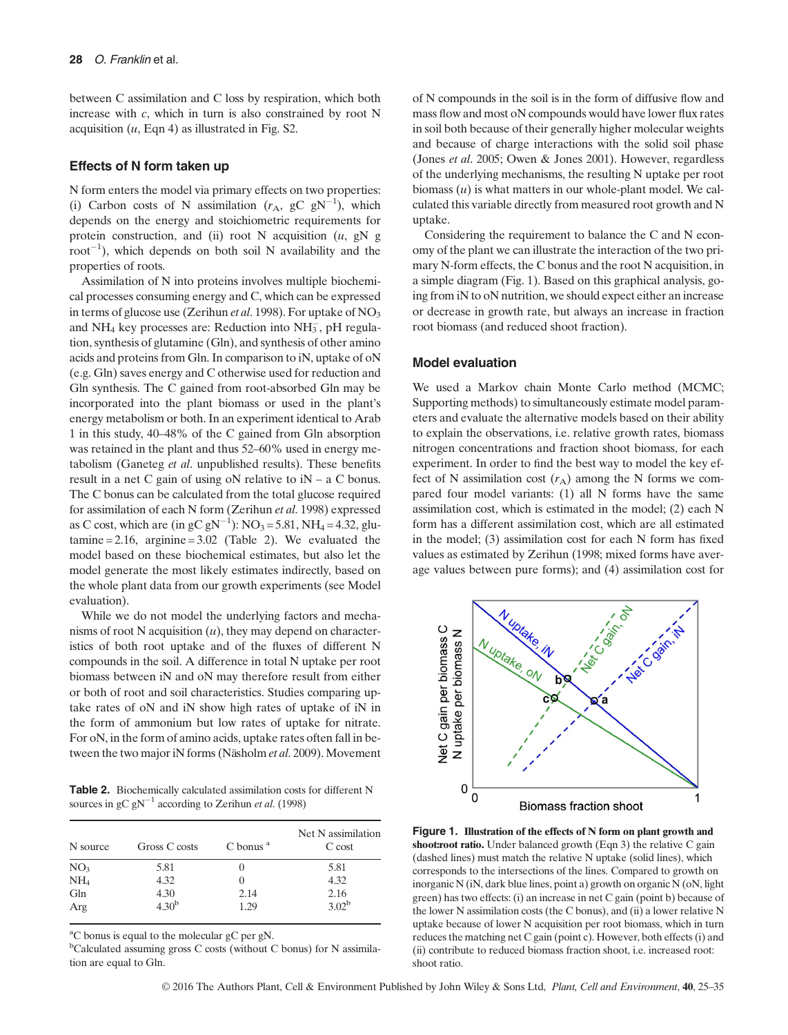between C assimilation and C loss by respiration, which both increase with $c$, which in turn is also constrained by root N acquisition ($u$, Eqn 4) as illustrated in Fig. S2.

## Effects of N form taken up

N form enters the model via primary effects on two properties: (i) Carbon costs of N assimilation ($r_A$, gC gN$^{-1}$), which depends on the energy and stoichiometric requirements for protein construction, and (ii) root N acquisition ($u$, gN g root$^{-1}$), which depends on both soil N availability and the properties of roots.

Assimilation of N into proteins involves multiple biochemical processes consuming energy and C, which can be expressed in terms of glucose use (Zerihun *et al.* 1998). For uptake of $NO_3$ and $NH_4$ key processes are: Reduction into $NH_3^-$, pH regulation, synthesis of glutamine (Gln), and synthesis of other amino acids and proteins from Gln. In comparison to iN, uptake of oN (e.g. Gln) saves energy and C otherwise used for reduction and Gln synthesis. The C gained from root-absorbed Gln may be incorporated into the plant biomass or used in the plant's energy metabolism or both. In an experiment identical to Arab 1 in this study, 40–48% of the C gained from Gln absorption was retained in the plant and thus 52–60% used in energy metabolism (Ganeteg *et al.* unpublished results). These benefits result in a net C gain of using oN relative to iN – a C bonus. The C bonus can be calculated from the total glucose required for assimilation of each N form (Zerihun *et al.* 1998) expressed as C cost, which are (in gC gN$^{-1}$): $NO_3$ = 5.81, $NH_4$ = 4.32, glutamine = 2.16, arginine = 3.02 (Table 2). We evaluated the model based on these biochemical estimates, but also let the model generate the most likely estimates indirectly, based on the whole plant data from our growth experiments (see Model evaluation).

While we do not model the underlying factors and mechanisms of root N acquisition ($u$), they may depend on characteristics of both root uptake and of the fluxes of different N compounds in the soil. A difference in total N uptake per root biomass between iN and oN may therefore result from either or both of root and soil characteristics. Studies comparing uptake rates of oN and iN show high rates of uptake of iN in the form of ammonium but low rates of uptake for nitrate. For oN, in the form of amino acids, uptake rates often fall in between the two major iN forms (Näsholm *et al.* 2009). Movement of N compounds in the soil is in the form of diffusive flow and mass flow and most oN compounds would have lower flux rates in soil both because of their generally higher molecular weights and because of charge interactions with the solid soil phase (Jones *et al.* 2005; Owen & Jones 2001). However, regardless of the underlying mechanisms, the resulting N uptake per root biomass ($u$) is what matters in our whole-plant model. We calculated this variable directly from measured root growth and N uptake.

Considering the requirement to balance the C and N economy of the plant we can illustrate the interaction of the two primary N-form effects, the C bonus and the root N acquisition, in a simple diagram (Fig. 1). Based on this graphical analysis, going from iN to oN nutrition, we should expect either an increase or decrease in growth rate, but always an increase in fraction root biomass (and reduced shoot fraction).

**Table 2.** Biochemically calculated assimilation costs for different N sources in gC gN$^{-1}$ according to Zerihun *et al.* (1998)

| N source | Gross C costs | C bonus [a] | Net N assimilation C cost |
|---|---|---|---|
| $NO_3$ | 5.81 | 0 | 5.81 |
| $NH_4$ | 4.32 | 0 | 4.32 |
| Gln | 4.30 | 2.14 | 2.16 |
| Arg | 4.30[b] | 1.29 | 3.02[b] |

[a]C bonus is equal to the molecular gC per gN.
[b]Calculated assuming gross C costs (without C bonus) for N assimilation are equal to Gln.

## Model evaluation

We used a Markov chain Monte Carlo method (MCMC; Supporting methods) to simultaneously estimate model parameters and evaluate the alternative models based on their ability to explain the observations, i.e. relative growth rates, biomass nitrogen concentrations and fraction shoot biomass, for each experiment. In order to find the best way to model the key effect of N assimilation cost ($r_A$) among the N forms we compared four model variants: (1) all N forms have the same assimilation cost, which is estimated in the model; (2) each N form has a different assimilation cost, which are all estimated in the model; (3) assimilation cost for each N form has fixed values as estimated by Zerihun (1998; mixed forms have average values between pure forms); and (4) assimilation cost for

**Figure 1. Illustration of the effects of N form on plant growth and shoot:root ratio.** Under balanced growth (Eqn 3) the relative C gain (dashed lines) must match the relative N uptake (solid lines), which corresponds to the intersections of the lines. Compared to growth on inorganic N (iN, dark blue lines, point a) growth on organic N (oN, light green) has two effects: (i) an increase in net C gain (point b) because of the lower N assimilation costs (the C bonus), and (ii) a lower relative N uptake because of lower N acquisition per root biomass, which in turn reduces the matching net C gain (point c). However, both effects (i) and (ii) contribute to reduced biomass fraction shoot, i.e. increased root: shoot ratio.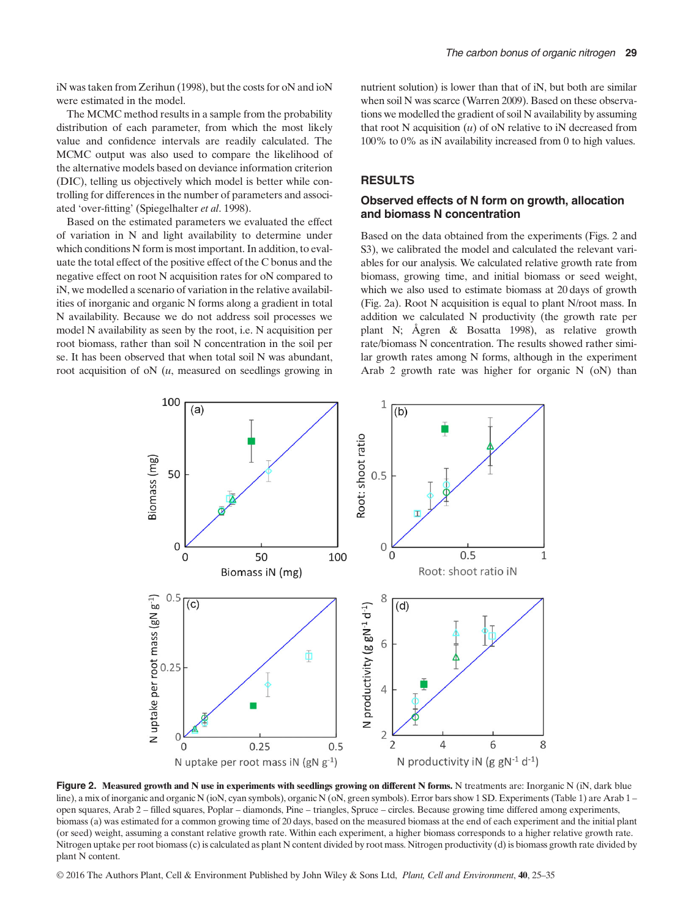iN was taken from Zerihun (1998), but the costs for oN and ioN were estimated in the model.

The MCMC method results in a sample from the probability distribution of each parameter, from which the most likely value and confidence intervals are readily calculated. The MCMC output was also used to compare the likelihood of the alternative models based on deviance information criterion (DIC), telling us objectively which model is better while controlling for differences in the number of parameters and associated 'over-fitting' (Spiegelhalter *et al*. 1998).

Based on the estimated parameters we evaluated the effect of variation in N and light availability to determine under which conditions N form is most important. In addition, to evaluate the total effect of the positive effect of the C bonus and the negative effect on root N acquisition rates for oN compared to iN, we modelled a scenario of variation in the relative availabilities of inorganic and organic N forms along a gradient in total N availability. Because we do not address soil processes we model N availability as seen by the root, i.e. N acquisition per root biomass, rather than soil N concentration in the soil per se. It has been observed that when total soil N was abundant, root acquisition of oN ($u$, measured on seedlings growing in nutrient solution) is lower than that of iN, but both are similar when soil N was scarce (Warren 2009). Based on these observations we modelled the gradient of soil N availability by assuming that root N acquisition ($u$) of oN relative to iN decreased from 100% to 0% as iN availability increased from 0 to high values.

## RESULTS

### Observed effects of N form on growth, allocation and biomass N concentration

Based on the data obtained from the experiments (Figs. 2 and S3), we calibrated the model and calculated the relevant variables for our analysis. We calculated relative growth rate from biomass, growing time, and initial biomass or seed weight, which we also used to estimate biomass at 20 days of growth (Fig. 2a). Root N acquisition is equal to plant N/root mass. In addition we calculated N productivity (the growth rate per plant N; Ågren & Bosatta 1998), as relative growth rate/biomass N concentration. The results showed rather similar growth rates among N forms, although in the experiment Arab 2 growth rate was higher for organic N (oN) than

**Figure 2. Measured growth and N use in experiments with seedlings growing on different N forms.** N treatments are: Inorganic N (iN, dark blue line), a mix of inorganic and organic N (ioN, cyan symbols), organic N (oN, green symbols). Error bars show 1 SD. Experiments (Table 1) are Arab 1 – open squares, Arab 2 – filled squares, Poplar – diamonds, Pine – triangles, Spruce – circles. Because growing time differed among experiments, biomass (a) was estimated for a common growing time of 20 days, based on the measured biomass at the end of each experiment and the initial plant (or seed) weight, assuming a constant relative growth rate. Within each experiment, a higher biomass corresponds to a higher relative growth rate. Nitrogen uptake per root biomass (c) is calculated as plant N content divided by root mass. Nitrogen productivity (d) is biomass growth rate divided by plant N content.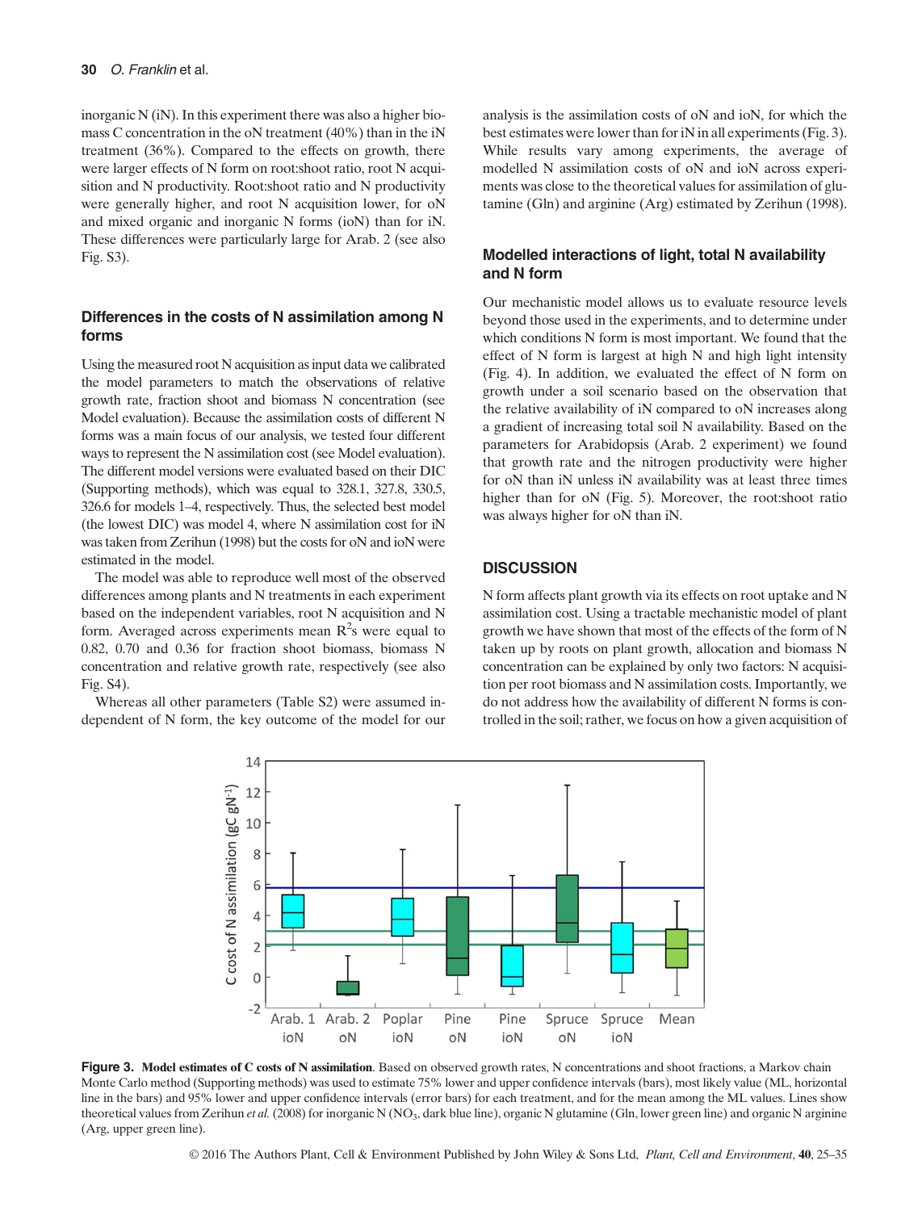inorganic N (iN). In this experiment there was also a higher biomass C concentration in the oN treatment (40%) than in the iN treatment (36%). Compared to the effects on growth, there were larger effects of N form on root:shoot ratio, root N acquisition and N productivity. Root:shoot ratio and N productivity were generally higher, and root N acquisition lower, for oN and mixed organic and inorganic N forms (ioN) than for iN. These differences were particularly large for Arab. 2 (see also Fig. S3).

### Differences in the costs of N assimilation among N forms

Using the measured root N acquisition as input data we calibrated the model parameters to match the observations of relative growth rate, fraction shoot and biomass N concentration (see Model evaluation). Because the assimilation costs of different N forms was a main focus of our analysis, we tested four different ways to represent the N assimilation cost (see Model evaluation). The different model versions were evaluated based on their DIC (Supporting methods), which was equal to 328.1, 327.8, 330.5, 326.6 for models 1–4, respectively. Thus, the selected best model (the lowest DIC) was model 4, where N assimilation cost for iN was taken from Zerihun (1998) but the costs for oN and ioN were estimated in the model.

The model was able to reproduce well most of the observed differences among plants and N treatments in each experiment based on the independent variables, root N acquisition and N form. Averaged across experiments mean $R^2$s were equal to 0.82, 0.70 and 0.36 for fraction shoot biomass, biomass N concentration and relative growth rate, respectively (see also Fig. S4).

Whereas all other parameters (Table S2) were assumed independent of N form, the key outcome of the model for our analysis is the assimilation costs of oN and ioN, for which the best estimates were lower than for iN in all experiments (Fig. 3). While results vary among experiments, the average of modelled N assimilation costs of oN and ioN across experiments was close to the theoretical values for assimilation of glutamine (Gln) and arginine (Arg) estimated by Zerihun (1998).

### Modelled interactions of light, total N availability and N form

Our mechanistic model allows us to evaluate resource levels beyond those used in the experiments, and to determine under which conditions N form is most important. We found that the effect of N form is largest at high N and high light intensity (Fig. 4). In addition, we evaluated the effect of N form on growth under a soil scenario based on the observation that the relative availability of iN compared to oN increases along a gradient of increasing total soil N availability. Based on the parameters for Arabidopsis (Arab. 2 experiment) we found that growth rate and the nitrogen productivity were higher for oN than iN unless iN availability was at least three times higher than for oN (Fig. 5). Moreover, the root:shoot ratio was always higher for oN than iN.

## DISCUSSION

N form affects plant growth via its effects on root uptake and N assimilation cost. Using a tractable mechanistic model of plant growth we have shown that most of the effects of the form of N taken up by roots on plant growth, allocation and biomass N concentration can be explained by only two factors: N acquisition per root biomass and N assimilation costs. Importantly, we do not address how the availability of different N forms is controlled in the soil; rather, we focus on how a given acquisition of

**Figure 3. Model estimates of C costs of N assimilation**. Based on observed growth rates, N concentrations and shoot fractions, a Markov chain Monte Carlo method (Supporting methods) was used to estimate 75% lower and upper confidence intervals (bars), most likely value (ML, horizontal line in the bars) and 95% lower and upper confidence intervals (error bars) for each treatment, and for the mean among the ML values. Lines show theoretical values from Zerihun *et al.* (2008) for inorganic N ($NO_3$, dark blue line), organic N glutamine (Gln, lower green line) and organic N arginine (Arg, upper green line).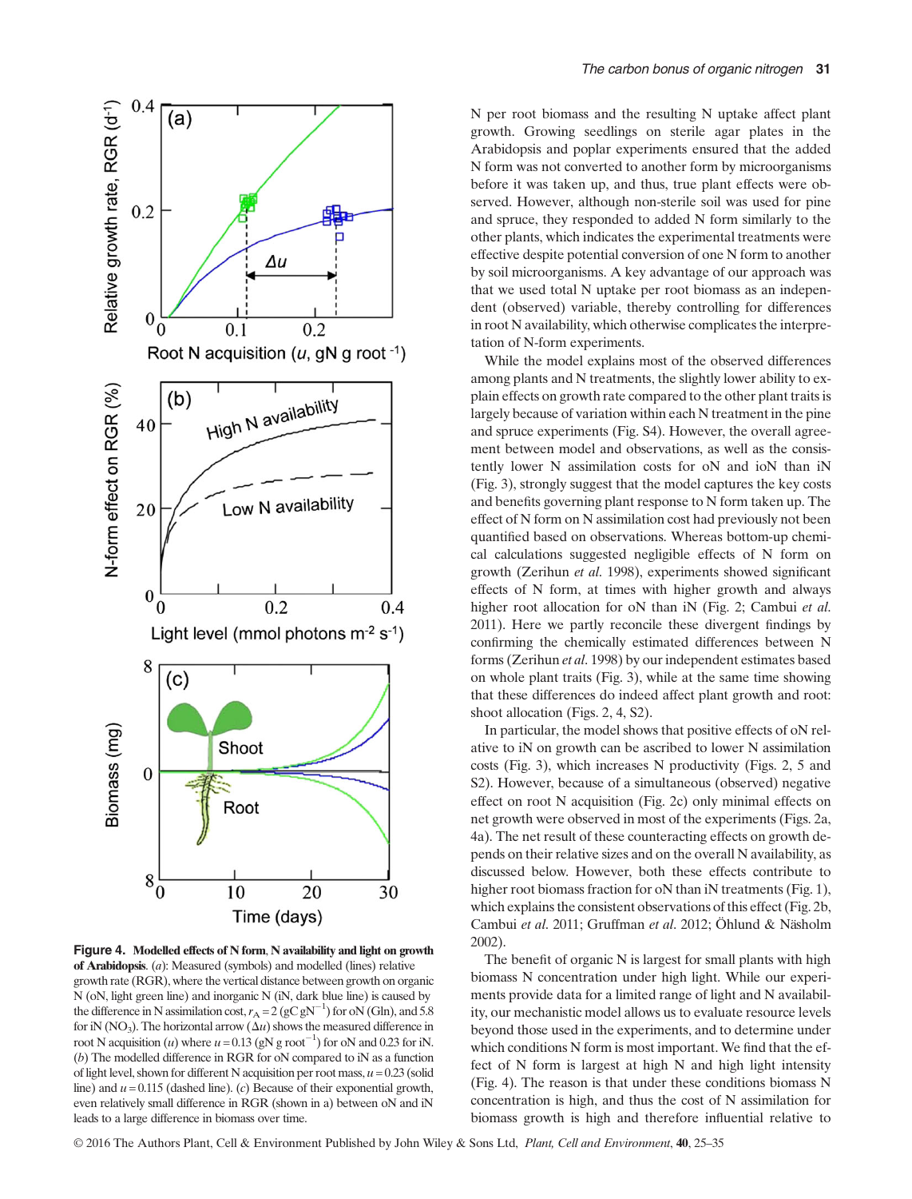**Figure 4. Modelled effects of N form, N availability and light on growth of Arabidopsis.** (*a*): Measured (symbols) and modelled (lines) relative growth rate (RGR), where the vertical distance between growth on organic N (oN, light green line) and inorganic N (iN, dark blue line) is caused by the difference in N assimilation cost, $r_A = 2$ (gC gN$^{-1}$) for oN (Gln), and 5.8 for iN ($NO_3$). The horizontal arrow ($\Delta u$) shows the measured difference in root N acquisition ($u$) where $u = 0.13$ (gN g root$^{-1}$) for oN and 0.23 for iN. (*b*) The modelled difference in RGR for oN compared to iN as a function of light level, shown for different N acquisition per root mass, $u = 0.23$ (solid line) and $u = 0.115$ (dashed line). (*c*) Because of their exponential growth, even relatively small difference in RGR (shown in a) between oN and iN leads to a large difference in biomass over time.

N per root biomass and the resulting N uptake affect plant growth. Growing seedlings on sterile agar plates in the Arabidopsis and poplar experiments ensured that the added N form was not converted to another form by microorganisms before it was taken up, and thus, true plant effects were observed. However, although non-sterile soil was used for pine and spruce, they responded to added N form similarly to the other plants, which indicates the experimental treatments were effective despite potential conversion of one N form to another by soil microorganisms. A key advantage of our approach was that we used total N uptake per root biomass as an independent (observed) variable, thereby controlling for differences in root N availability, which otherwise complicates the interpretation of N-form experiments.

While the model explains most of the observed differences among plants and N treatments, the slightly lower ability to explain effects on growth rate compared to the other plant traits is largely because of variation within each N treatment in the pine and spruce experiments (Fig. S4). However, the overall agreement between model and observations, as well as the consistently lower N assimilation costs for oN and ioN than iN (Fig. 3), strongly suggest that the model captures the key costs and benefits governing plant response to N form taken up. The effect of N form on N assimilation cost had previously not been quantified based on observations. Whereas bottom-up chemical calculations suggested negligible effects of N form on growth (Zerihun *et al.* 1998), experiments showed significant effects of N form, at times with higher growth and always higher root allocation for oN than iN (Fig. 2; Cambui *et al.* 2011). Here we partly reconcile these divergent findings by confirming the chemically estimated differences between N forms (Zerihun *et al.* 1998) by our independent estimates based on whole plant traits (Fig. 3), while at the same time showing that these differences do indeed affect plant growth and root:shoot allocation (Figs. 2, 4, S2).

In particular, the model shows that positive effects of oN relative to iN on growth can be ascribed to lower N assimilation costs (Fig. 3), which increases N productivity (Figs. 2, 5 and S2). However, because of a simultaneous (observed) negative effect on root N acquisition (Fig. 2c) only minimal effects on net growth were observed in most of the experiments (Figs. 2a, 4a). The net result of these counteracting effects on growth depends on their relative sizes and on the overall N availability, as discussed below. However, both these effects contribute to higher root biomass fraction for oN than iN treatments (Fig. 1), which explains the consistent observations of this effect (Fig. 2b, Cambui *et al.* 2011; Gruffman *et al.* 2012; Öhlund & Näsholm 2002).

The benefit of organic N is largest for small plants with high biomass N concentration under high light. While our experiments provide data for a limited range of light and N availability, our mechanistic model allows us to evaluate resource levels beyond those used in the experiments, and to determine under which conditions N form is most important. We find that the effect of N form is largest at high N and high light intensity (Fig. 4). The reason is that under these conditions biomass N concentration is high, and thus the cost of N assimilation for biomass growth is high and therefore influential relative to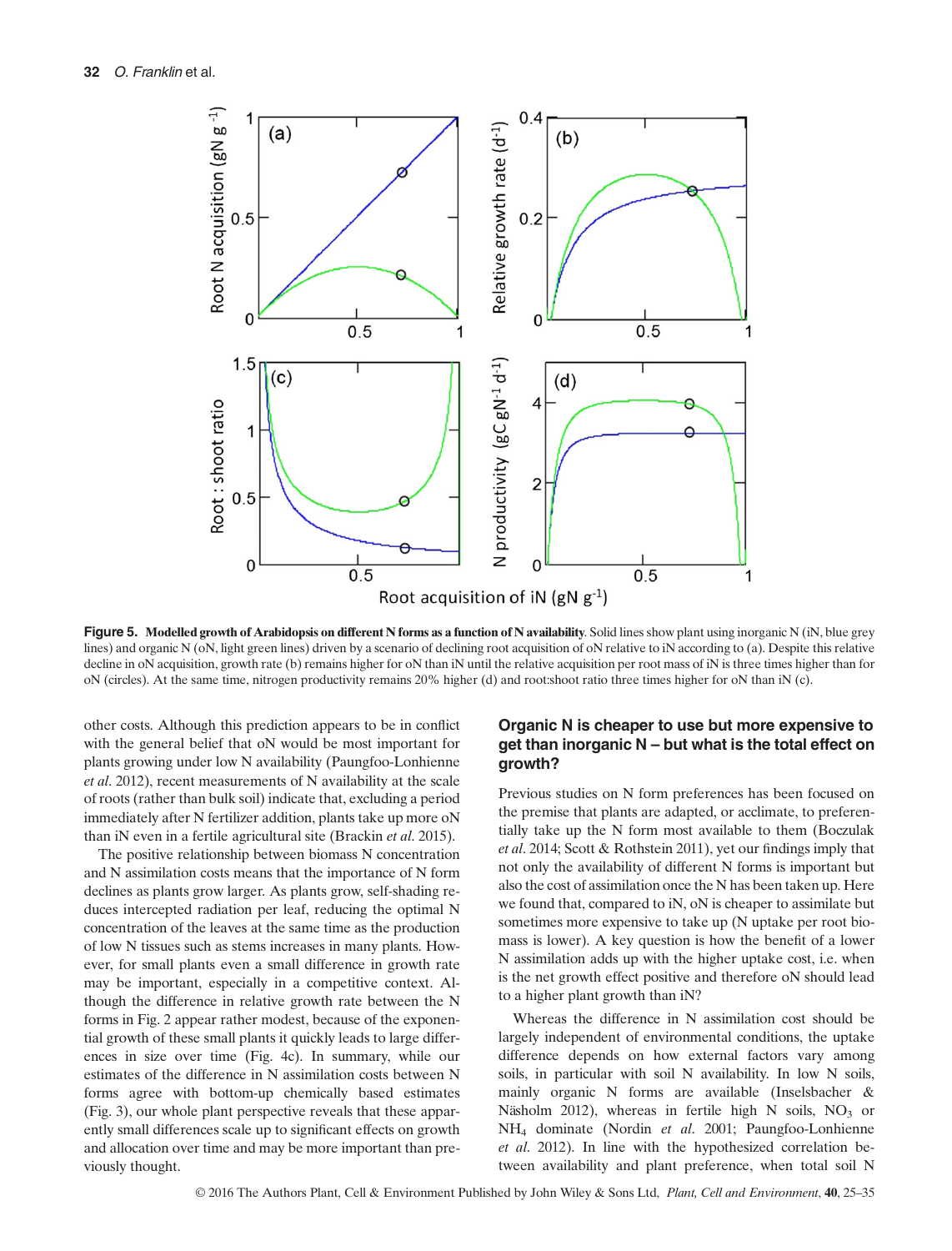**Figure 5. Modelled growth of Arabidopsis on different N forms as a function of N availability**. Solid lines show plant using inorganic N (iN, blue grey lines) and organic N (oN, light green lines) driven by a scenario of declining root acquisition of oN relative to iN according to (a). Despite this relative decline in oN acquisition, growth rate (b) remains higher for oN than iN until the relative acquisition per root mass of iN is three times higher than for oN (circles). At the same time, nitrogen productivity remains 20% higher (d) and root:shoot ratio three times higher for oN than iN (c).

other costs. Although this prediction appears to be in conflict with the general belief that oN would be most important for plants growing under low N availability (Paungfoo-Lonhienne *et al*. 2012), recent measurements of N availability at the scale of roots (rather than bulk soil) indicate that, excluding a period immediately after N fertilizer addition, plants take up more oN than iN even in a fertile agricultural site (Brackin *et al*. 2015).

The positive relationship between biomass N concentration and N assimilation costs means that the importance of N form declines as plants grow larger. As plants grow, self-shading reduces intercepted radiation per leaf, reducing the optimal N concentration of the leaves at the same time as the production of low N tissues such as stems increases in many plants. However, for small plants even a small difference in growth rate may be important, especially in a competitive context. Although the difference in relative growth rate between the N forms in Fig. 2 appear rather modest, because of the exponential growth of these small plants it quickly leads to large differences in size over time (Fig. 4c). In summary, while our estimates of the difference in N assimilation costs between N forms agree with bottom-up chemically based estimates (Fig. 3), our whole plant perspective reveals that these apparently small differences scale up to significant effects on growth and allocation over time and may be more important than previously thought.

## Organic N is cheaper to use but more expensive to get than inorganic N – but what is the total effect on growth?

Previous studies on N form preferences has been focused on the premise that plants are adapted, or acclimate, to preferentially take up the N form most available to them (Boczulak *et al*. 2014; Scott & Rothstein 2011), yet our findings imply that not only the availability of different N forms is important but also the cost of assimilation once the N has been taken up. Here we found that, compared to iN, oN is cheaper to assimilate but sometimes more expensive to take up (N uptake per root biomass is lower). A key question is how the benefit of a lower N assimilation adds up with the higher uptake cost, i.e. when is the net growth effect positive and therefore oN should lead to a higher plant growth than iN?

Whereas the difference in N assimilation cost should be largely independent of environmental conditions, the uptake difference depends on how external factors vary among soils, in particular with soil N availability. In low N soils, mainly organic N forms are available (Inselsbacher & Näsholm 2012), whereas in fertile high N soils, $NO_3$ or $NH_4$ dominate (Nordin *et al*. 2001; Paungfoo-Lonhienne *et al*. 2012). In line with the hypothesized correlation between availability and plant preference, when total soil N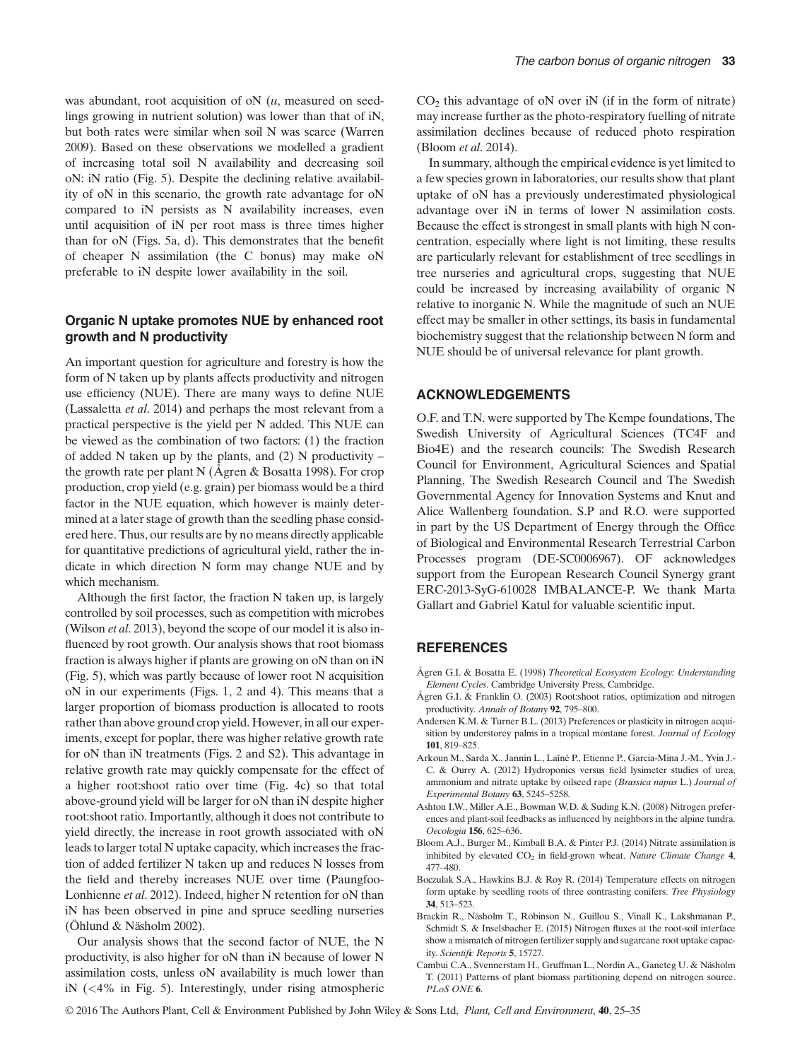was abundant, root acquisition of oN ($u$, measured on seedlings growing in nutrient solution) was lower than that of iN, but both rates were similar when soil N was scarce (Warren 2009). Based on these observations we modelled a gradient of increasing total soil N availability and decreasing soil oN: iN ratio (Fig. 5). Despite the declining relative availability of oN in this scenario, the growth rate advantage for oN compared to iN persists as N availability increases, even until acquisition of iN per root mass is three times higher than for oN (Figs. 5a, d). This demonstrates that the benefit of cheaper N assimilation (the C bonus) may make oN preferable to iN despite lower availability in the soil.

### Organic N uptake promotes NUE by enhanced root growth and N productivity

An important question for agriculture and forestry is how the form of N taken up by plants affects productivity and nitrogen use efficiency (NUE). There are many ways to define NUE (Lassaletta *et al*. 2014) and perhaps the most relevant from a practical perspective is the yield per N added. This NUE can be viewed as the combination of two factors: (1) the fraction of added N taken up by the plants, and (2) N productivity – the growth rate per plant N (Ågren & Bosatta 1998). For crop production, crop yield (e.g. grain) per biomass would be a third factor in the NUE equation, which however is mainly determined at a later stage of growth than the seedling phase considered here. Thus, our results are by no means directly applicable for quantitative predictions of agricultural yield, rather the indicate in which direction N form may change NUE and by which mechanism.

Although the first factor, the fraction N taken up, is largely controlled by soil processes, such as competition with microbes (Wilson *et al*. 2013), beyond the scope of our model it is also influenced by root growth. Our analysis shows that root biomass fraction is always higher if plants are growing on oN than on iN (Fig. 5), which was partly because of lower root N acquisition oN in our experiments (Figs. 1, 2 and 4). This means that a larger proportion of biomass production is allocated to roots rather than above ground crop yield. However, in all our experiments, except for poplar, there was higher relative growth rate for oN than iN treatments (Figs. 2 and S2). This advantage in relative growth rate may quickly compensate for the effect of a higher root:shoot ratio over time (Fig. 4c) so that total above-ground yield will be larger for oN than iN despite higher root:shoot ratio. Importantly, although it does not contribute to yield directly, the increase in root growth associated with oN leads to larger total N uptake capacity, which increases the fraction of added fertilizer N taken up and reduces N losses from the field and thereby increases NUE over time (Paungfoo-Lonhienne *et al*. 2012). Indeed, higher N retention for oN than iN has been observed in pine and spruce seedling nurseries (Öhlund & Näsholm 2002).

Our analysis shows that the second factor of NUE, the N productivity, is also higher for oN than iN because of lower N assimilation costs, unless oN availability is much lower than iN (<4% in Fig. 5). Interestingly, under rising atmospheric $CO_2$ this advantage of oN over iN (if in the form of nitrate) may increase further as the photo-respiratory fuelling of nitrate assimilation declines because of reduced photo respiration (Bloom *et al*. 2014).

In summary, although the empirical evidence is yet limited to a few species grown in laboratories, our results show that plant uptake of oN has a previously underestimated physiological advantage over iN in terms of lower N assimilation costs. Because the effect is strongest in small plants with high N concentration, especially where light is not limiting, these results are particularly relevant for establishment of tree seedlings in tree nurseries and agricultural crops, suggesting that NUE could be increased by increasing availability of organic N relative to inorganic N. While the magnitude of such an NUE effect may be smaller in other settings, its basis in fundamental biochemistry suggest that the relationship between N form and NUE should be of universal relevance for plant growth.

## ACKNOWLEDGEMENTS

O.F. and T.N. were supported by The Kempe foundations, The Swedish University of Agricultural Sciences (TC4F and Bio4E) and the research councils: The Swedish Research Council for Environment, Agricultural Sciences and Spatial Planning, The Swedish Research Council and The Swedish Governmental Agency for Innovation Systems and Knut and Alice Wallenberg foundation. S.P and R.O. were supported in part by the US Department of Energy through the Office of Biological and Environmental Research Terrestrial Carbon Processes program (DE-SC0006967). OF acknowledges support from the European Research Council Synergy grant ERC-2013-SyG-610028 IMBALANCE-P. We thank Marta Gallart and Gabriel Katul for valuable scientific input.

## REFERENCES

Ågren G.I. & Bosatta E. (1998) *Theoretical Ecosystem Ecology: Understanding Element Cycles*. Cambridge University Press, Cambridge.

Ågren G.I. & Franklin O. (2003) Root:shoot ratios, optimization and nitrogen productivity. *Annals of Botany* **92**, 795–800.

Andersen K.M. & Turner B.L. (2013) Preferences or plasticity in nitrogen acquisition by understorey palms in a tropical montane forest. *Journal of Ecology* **101**, 819–825.

Arkoun M., Sarda X., Jannin L., Laîné P., Etienne P., Garcia-Mina J.-M., Yvin J.-C. & Ourry A. (2012) Hydroponics versus field lysimeter studies of urea, ammonium and nitrate uptake by oilseed rape (*Brassica napus* L.) *Journal of Experimental Botany* **63**, 5245–5258.

Ashton I.W., Miller A.E., Bowman W.D. & Suding K.N. (2008) Nitrogen preferences and plant-soil feedbacks as influenced by neighbors in the alpine tundra. *Oecologia* **156**, 625–636.

Bloom A.J., Burger M., Kimball B.A. & Pinter P.J. (2014) Nitrate assimilation is inhibited by elevated $CO_2$ in field-grown wheat. *Nature Climate Change* **4**, 477–480.

Boczulak S.A., Hawkins B.J. & Roy R. (2014) Temperature effects on nitrogen form uptake by seedling roots of three contrasting conifers. *Tree Physiology* **34**, 513–523.

Brackin R., Näsholm T., Robinson N., Guillou S., Vinall K., Lakshmanan P., Schmidt S. & Inselsbacher E. (2015) Nitrogen fluxes at the root-soil interface show a mismatch of nitrogen fertilizer supply and sugarcane root uptake capacity. *Scientific Reports* **5**, 15727.

Cambui C.A., Svennerstam H., Gruffman L., Nordin A., Ganeteg U. & Näsholm T. (2011) Patterns of plant biomass partitioning depend on nitrogen source. *PLoS ONE* **6**.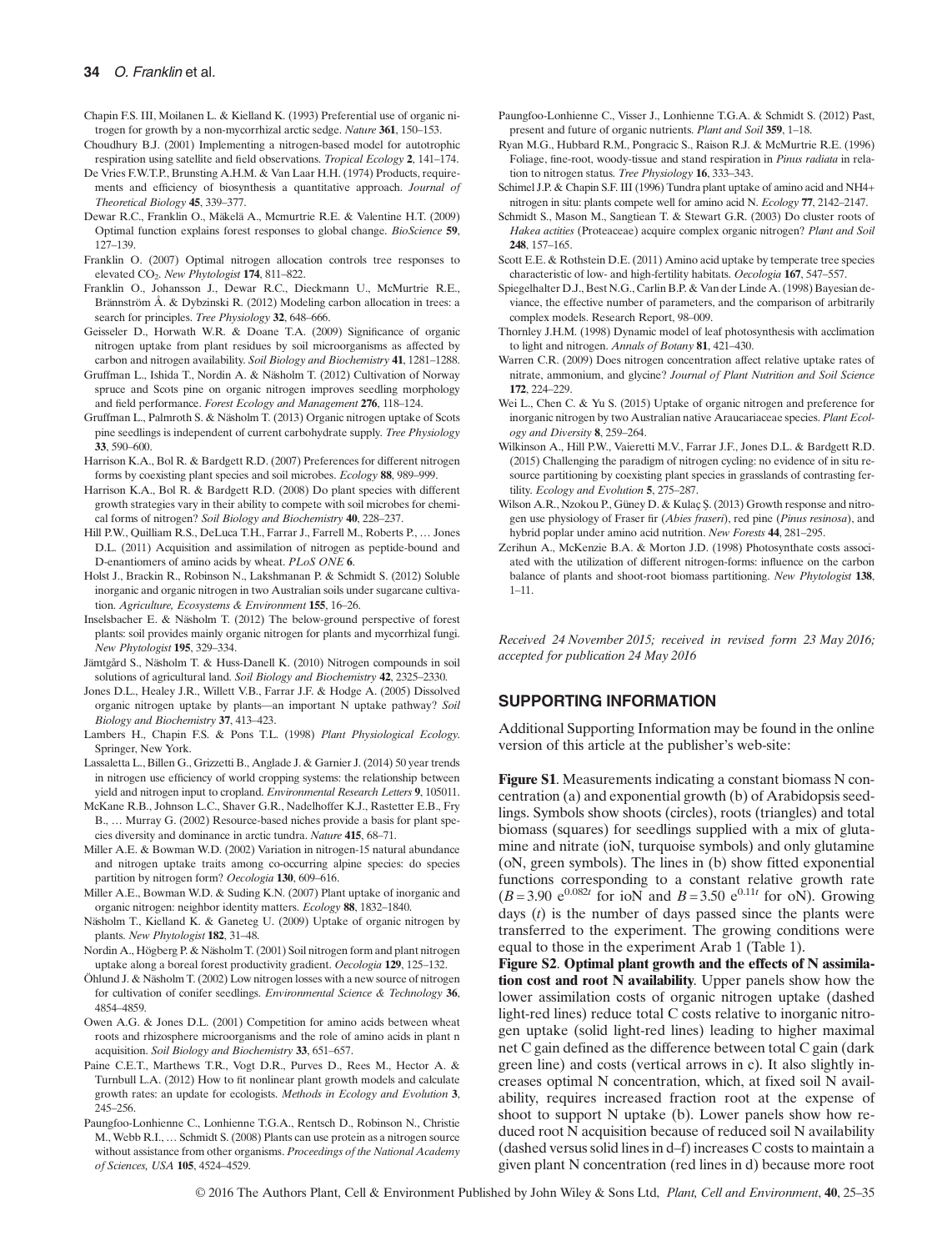Chapin F.S. III, Moilanen L. & Kielland K. (1993) Preferential use of organic nitrogen for growth by a non-mycorrhizal arctic sedge. *Nature* **361**, 150–153.

Choudhury B.J. (2001) Implementing a nitrogen-based model for autotrophic respiration using satellite and field observations. *Tropical Ecology* **2**, 141–174.

De Vries F.W.T.P., Brunsting A.H.M. & Van Laar H.H. (1974) Products, requirements and efficiency of biosynthesis a quantitative approach. *Journal of Theoretical Biology* **45**, 339–377.

Dewar R.C., Franklin O., Mäkelä A., Mcmurtrie R.E. & Valentine H.T. (2009) Optimal function explains forest responses to global change. *BioScience* **59**, 127–139.

Franklin O. (2007) Optimal nitrogen allocation controls tree responses to elevated $CO_2$. *New Phytologist* **174**, 811–822.

Franklin O., Johansson J., Dewar R.C., Dieckmann U., McMurtrie R.E., Brännström Å. & Dybzinski R. (2012) Modeling carbon allocation in trees: a search for principles. *Tree Physiology* **32**, 648–666.

Geisseler D., Horwath W.R. & Doane T.A. (2009) Significance of organic nitrogen uptake from plant residues by soil microorganisms as affected by carbon and nitrogen availability. *Soil Biology and Biochemistry* **41**, 1281–1288.

Gruffman L., Ishida T., Nordin A. & Näsholm T. (2012) Cultivation of Norway spruce and Scots pine on organic nitrogen improves seedling morphology and field performance. *Forest Ecology and Management* **276**, 118–124.

Gruffman L., Palmroth S. & Näsholm T. (2013) Organic nitrogen uptake of Scots pine seedlings is independent of current carbohydrate supply. *Tree Physiology* **33**, 590–600.

Harrison K.A., Bol R. & Bardgett R.D. (2007) Preferences for different nitrogen forms by coexisting plant species and soil microbes. *Ecology* **88**, 989–999.

Harrison K.A., Bol R. & Bardgett R.D. (2008) Do plant species with different growth strategies vary in their ability to compete with soil microbes for chemical forms of nitrogen? *Soil Biology and Biochemistry* **40**, 228–237.

Hill P.W., Quilliam R.S., DeLuca T.H., Farrar J., Farrell M., Roberts P., … Jones D.L. (2011) Acquisition and assimilation of nitrogen as peptide-bound and D-enantiomers of amino acids by wheat. *PLoS ONE* **6**.

Holst J., Brackin R., Robinson N., Lakshmanan P. & Schmidt S. (2012) Soluble inorganic and organic nitrogen in two Australian soils under sugarcane cultivation. *Agriculture, Ecosystems & Environment* **155**, 16–26.

Inselsbacher E. & Näsholm T. (2012) The below-ground perspective of forest plants: soil provides mainly organic nitrogen for plants and mycorrhizal fungi. *New Phytologist* **195**, 329–334.

Jämtgård S., Näsholm T. & Huss-Danell K. (2010) Nitrogen compounds in soil solutions of agricultural land. *Soil Biology and Biochemistry* **42**, 2325–2330.

Jones D.L., Healey J.R., Willett V.B., Farrar J.F. & Hodge A. (2005) Dissolved organic nitrogen uptake by plants—an important N uptake pathway? *Soil Biology and Biochemistry* **37**, 413–423.

Lambers H., Chapin F.S. & Pons T.L. (1998) *Plant Physiological Ecology*. Springer, New York.

Lassaletta L., Billen G., Grizzetti B., Anglade J. & Garnier J. (2014) 50 year trends in nitrogen use efficiency of world cropping systems: the relationship between yield and nitrogen input to cropland. *Environmental Research Letters* **9**, 105011.

McKane R.B., Johnson L.C., Shaver G.R., Nadelhoffer K.J., Rastetter E.B., Fry B., … Murray G. (2002) Resource-based niches provide a basis for plant species diversity and dominance in arctic tundra. *Nature* **415**, 68–71.

Miller A.E. & Bowman W.D. (2002) Variation in nitrogen-15 natural abundance and nitrogen uptake traits among co-occurring alpine species: do species partition by nitrogen form? *Oecologia* **130**, 609–616.

Miller A.E., Bowman W.D. & Suding K.N. (2007) Plant uptake of inorganic and organic nitrogen: neighbor identity matters. *Ecology* **88**, 1832–1840.

Näsholm T., Kielland K. & Ganeteg U. (2009) Uptake of organic nitrogen by plants. *New Phytologist* **182**, 31–48.

Nordin A., Högberg P. & Näsholm T. (2001) Soil nitrogen form and plant nitrogen uptake along a boreal forest productivity gradient. *Oecologia* **129**, 125–132.

Öhlund J. & Näsholm T. (2002) Low nitrogen losses with a new source of nitrogen for cultivation of conifer seedlings. *Environmental Science & Technology* **36**, 4854–4859.

Owen A.G. & Jones D.L. (2001) Competition for amino acids between wheat roots and rhizosphere microorganisms and the role of amino acids in plant n acquisition. *Soil Biology and Biochemistry* **33**, 651–657.

Paine C.E.T., Marthews T.R., Vogt D.R., Purves D., Rees M., Hector A. & Turnbull L.A. (2012) How to fit nonlinear plant growth models and calculate growth rates: an update for ecologists. *Methods in Ecology and Evolution* **3**, 245–256.

Paungfoo-Lonhienne C., Lonhienne T.G.A., Rentsch D., Robinson N., Christie M., Webb R.I., … Schmidt S. (2008) Plants can use protein as a nitrogen source without assistance from other organisms. *Proceedings of the National Academy of Sciences, USA* **105**, 4524–4529.

Paungfoo-Lonhienne C., Visser J., Lonhienne T.G.A. & Schmidt S. (2012) Past, present and future of organic nutrients. *Plant and Soil* **359**, 1–18.

Ryan M.G., Hubbard R.M., Pongracic S., Raison R.J. & McMurtrie R.E. (1996) Foliage, fine-root, woody-tissue and stand respiration in *Pinus radiata* in relation to nitrogen status. *Tree Physiology* **16**, 333–343.

Schimel J.P. & Chapin S.F. III (1996) Tundra plant uptake of amino acid and NH4+ nitrogen in situ: plants compete well for amino acid N. *Ecology* **77**, 2142–2147.

Schmidt S., Mason M., Sangtiean T. & Stewart G.R. (2003) Do cluster roots of *Hakea actities* (Proteaceae) acquire complex organic nitrogen? *Plant and Soil* **248**, 157–165.

Scott E.E. & Rothstein D.E. (2011) Amino acid uptake by temperate tree species characteristic of low- and high-fertility habitats. *Oecologia* **167**, 547–557.

Spiegelhalter D.J., Best N.G., Carlin B.P. & Van der Linde A. (1998) Bayesian deviance, the effective number of parameters, and the comparison of arbitrarily complex models. Research Report, 98–009.

Thornley J.H.M. (1998) Dynamic model of leaf photosynthesis with acclimation to light and nitrogen. *Annals of Botany* **81**, 421–430.

Warren C.R. (2009) Does nitrogen concentration affect relative uptake rates of nitrate, ammonium, and glycine? *Journal of Plant Nutrition and Soil Science* **172**, 224–229.

Wei L., Chen C. & Yu S. (2015) Uptake of organic nitrogen and preference for inorganic nitrogen by two Australian native Araucariaceae species. *Plant Ecology and Diversity* **8**, 259–264.

Wilkinson A., Hill P.W., Vaieretti M.V., Farrar J.F., Jones D.L. & Bardgett R.D. (2015) Challenging the paradigm of nitrogen cycling: no evidence of in situ resource partitioning by coexisting plant species in grasslands of contrasting fertility. *Ecology and Evolution* **5**, 275–287.

Wilson A.R., Nzokou P., Güney D. & Kulaç Ş. (2013) Growth response and nitrogen use physiology of Fraser fir (*Abies fraseri*), red pine (*Pinus resinosa*), and hybrid poplar under amino acid nutrition. *New Forests* **44**, 281–295.

Zerihun A., McKenzie B.A. & Morton J.D. (1998) Photosynthate costs associated with the utilization of different nitrogen-forms: influence on the carbon balance of plants and shoot-root biomass partitioning. *New Phytologist* **138**, 1–11.

*Received 24 November 2015; received in revised form 23 May 2016; accepted for publication 24 May 2016*

## SUPPORTING INFORMATION

Additional Supporting Information may be found in the online version of this article at the publisher's web-site:

**Figure S1**. Measurements indicating a constant biomass N concentration (a) and exponential growth (b) of Arabidopsis seedlings. Symbols show shoots (circles), roots (triangles) and total biomass (squares) for seedlings supplied with a mix of glutamine and nitrate (ioN, turquoise symbols) and only glutamine (oN, green symbols). The lines in (b) show fitted exponential functions corresponding to a constant relative growth rate ($B = 3.90\ e^{0.082t}$ for ioN and $B = 3.50\ e^{0.11t}$ for oN). Growing days ($t$) is the number of days passed since the plants were transferred to the experiment. The growing conditions were equal to those in the experiment Arab 1 (Table 1).

**Figure S2**. **Optimal plant growth and the effects of N assimilation cost and root N availability**. Upper panels show how the lower assimilation costs of organic nitrogen uptake (dashed light-red lines) reduce total C costs relative to inorganic nitrogen uptake (solid light-red lines) leading to higher maximal net C gain defined as the difference between total C gain (dark green line) and costs (vertical arrows in c). It also slightly increases optimal N concentration, which, at fixed soil N availability, requires increased fraction root at the expense of shoot to support N uptake (b). Lower panels show how reduced root N acquisition because of reduced soil N availability (dashed versus solid lines in d–f) increases C costs to maintain a given plant N concentration (red lines in d) because more root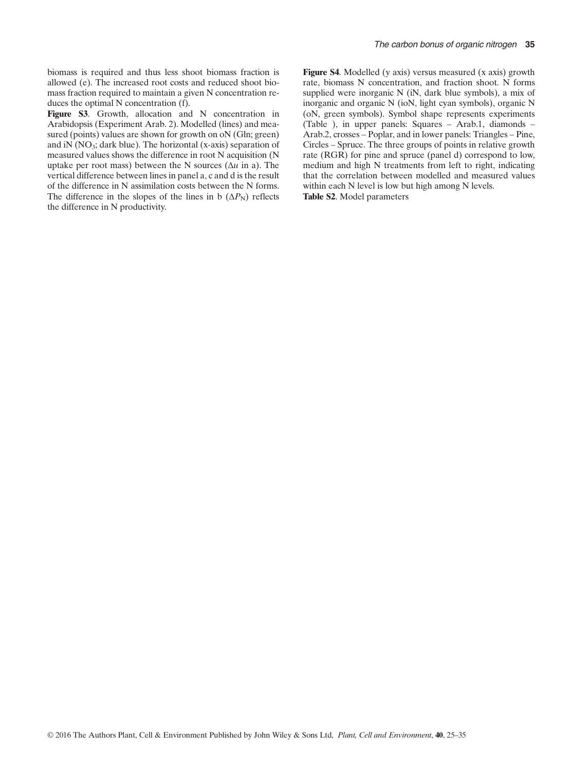biomass is required and thus less shoot biomass fraction is allowed (e). The increased root costs and reduced shoot biomass fraction required to maintain a given N concentration reduces the optimal N concentration (f).

**Figure S3**. Growth, allocation and N concentration in Arabidopsis (Experiment Arab. 2). Modelled (lines) and measured (points) values are shown for growth on oN (Gln; green) and iN ($NO_3$; dark blue). The horizontal (x-axis) separation of measured values shows the difference in root N acquisition (N uptake per root mass) between the N sources ($\Delta u$ in a). The vertical difference between lines in panel a, c and d is the result of the difference in N assimilation costs between the N forms. The difference in the slopes of the lines in b ($\Delta P_N$) reflects the difference in N productivity.

**Figure S4**. Modelled (y axis) versus measured (x axis) growth rate, biomass N concentration, and fraction shoot. N forms supplied were inorganic N (iN, dark blue symbols), a mix of inorganic and organic N (ioN, light cyan symbols), organic N (oN, green symbols). Symbol shape represents experiments (Table ), in upper panels: Squares – Arab.1, diamonds – Arab.2, crosses – Poplar, and in lower panels: Triangles – Pine, Circles – Spruce. The three groups of points in relative growth rate (RGR) for pine and spruce (panel d) correspond to low, medium and high N treatments from left to right, indicating that the correlation between modelled and measured values within each N level is low but high among N levels.

**Table S2**. Model parameters